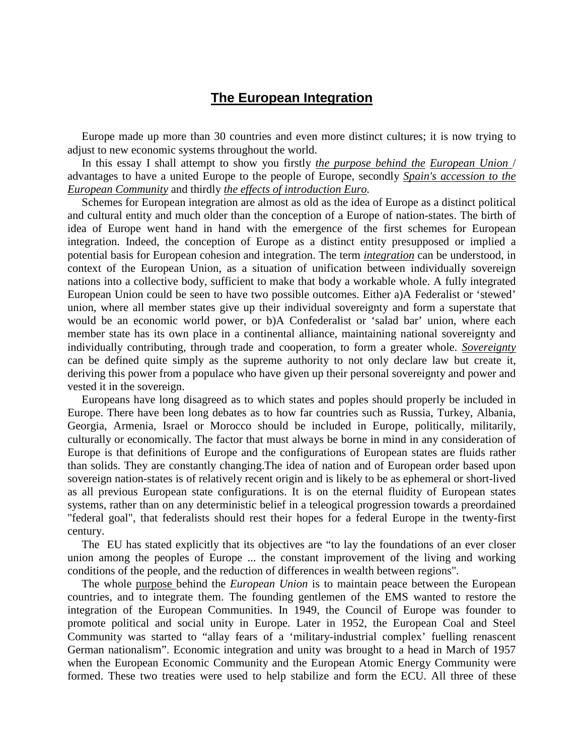# **The European Integration**

Europe made up more than 30 countries and even more distinct cultures; it is now trying to adjust to new economic systems throughout the world.

In this essay I shall attempt to show you firstly *the purpose behind the European Union* / advantages to have a united Europe to the people of Europe, secondly *Spain's accession to the European Community* and thirdly *the effects of introduction Euro*.

Schemes for European integration are almost as old as the idea of Europe as a distinct political and cultural entity and much older than the conception of a Europe of nation-states. The birth of idea of Europe went hand in hand with the emergence of the first schemes for European integration. Indeed, the conception of Europe as a distinct entity presupposed or implied a potential basis for European cohesion and integration. The term *integration* can be understood, in context of the European Union, as a situation of unification between individually sovereign nations into a collective body, sufficient to make that body a workable whole. A fully integrated European Union could be seen to have two possible outcomes. Either a)A Federalist or 'stewed' union, where all member states give up their individual sovereignty and form a superstate that would be an economic world power, or b)A Confederalist or 'salad bar' union, where each member state has its own place in a continental alliance, maintaining national sovereignty and individually contributing, through trade and cooperation, to form a greater whole. *Sovereignty* can be defined quite simply as the supreme authority to not only declare law but create it, deriving this power from a populace who have given up their personal sovereignty and power and vested it in the sovereign.

Europeans have long disagreed as to which states and poples should properly be included in Europe. There have been long debates as to how far countries such as Russia, Turkey, Albania, Georgia, Armenia, Israel or Morocco should be included in Europe, politically, militarily, culturally or economically. The factor that must always be borne in mind in any consideration of Europe is that definitions of Europe and the configurations of European states are fluids rather than solids. They are constantly changing.The idea of nation and of European order based upon sovereign nation-states is of relatively recent origin and is likely to be as ephemeral or short-lived as all previous European state configurations. It is on the eternal fluidity of European states systems, rather than on any deterministic belief in a teleogical progression towards a preordained "federal goal", that federalists should rest their hopes for a federal Europe in the twenty-first century.

The EU has stated explicitly that its objectives are "to lay the foundations of an ever closer union among the peoples of Europe ... the constant improvement of the living and working conditions of the people, and the reduction of differences in wealth between regions".

The whole purpose behind the *European Union* is to maintain peace between the European countries, and to integrate them. The founding gentlemen of the EMS wanted to restore the integration of the European Communities. In 1949, the Council of Europe was founder to promote political and social unity in Europe. Later in 1952, the European Coal and Steel Community was started to "allay fears of a 'military-industrial complex' fuelling renascent German nationalism". Economic integration and unity was brought to a head in March of 1957 when the European Economic Community and the European Atomic Energy Community were formed. These two treaties were used to help stabilize and form the ECU. All three of these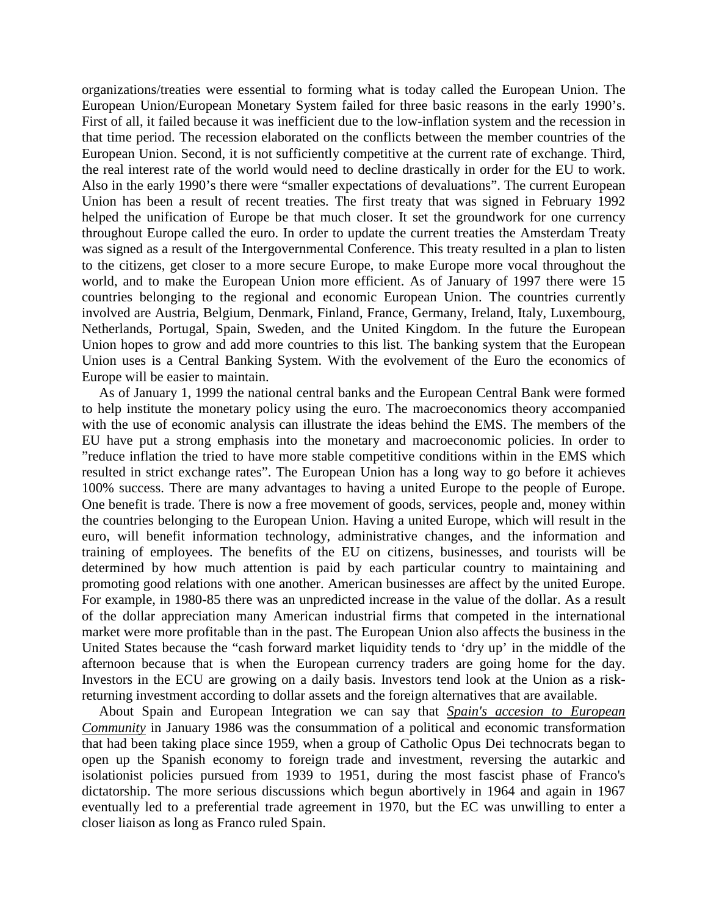organizations/treaties were essential to forming what is today called the European Union. The European Union/European Monetary System failed for three basic reasons in the early 1990's. First of all, it failed because it was inefficient due to the low-inflation system and the recession in that time period. The recession elaborated on the conflicts between the member countries of the European Union. Second, it is not sufficiently competitive at the current rate of exchange. Third, the real interest rate of the world would need to decline drastically in order for the EU to work. Also in the early 1990's there were "smaller expectations of devaluations". The current European Union has been a result of recent treaties. The first treaty that was signed in February 1992 helped the unification of Europe be that much closer. It set the groundwork for one currency throughout Europe called the euro. In order to update the current treaties the Amsterdam Treaty was signed as a result of the Intergovernmental Conference. This treaty resulted in a plan to listen to the citizens, get closer to a more secure Europe, to make Europe more vocal throughout the world, and to make the European Union more efficient. As of January of 1997 there were 15 countries belonging to the regional and economic European Union. The countries currently involved are Austria, Belgium, Denmark, Finland, France, Germany, Ireland, Italy, Luxembourg, Netherlands, Portugal, Spain, Sweden, and the United Kingdom. In the future the European Union hopes to grow and add more countries to this list. The banking system that the European Union uses is a Central Banking System. With the evolvement of the Euro the economics of Europe will be easier to maintain.

As of January 1, 1999 the national central banks and the European Central Bank were formed to help institute the monetary policy using the euro. The macroeconomics theory accompanied with the use of economic analysis can illustrate the ideas behind the EMS. The members of the EU have put a strong emphasis into the monetary and macroeconomic policies. In order to "reduce inflation the tried to have more stable competitive conditions within in the EMS which resulted in strict exchange rates". The European Union has a long way to go before it achieves 100% success. There are many advantages to having a united Europe to the people of Europe. One benefit is trade. There is now a free movement of goods, services, people and, money within the countries belonging to the European Union. Having a united Europe, which will result in the euro, will benefit information technology, administrative changes, and the information and training of employees. The benefits of the EU on citizens, businesses, and tourists will be determined by how much attention is paid by each particular country to maintaining and promoting good relations with one another. American businesses are affect by the united Europe. For example, in 1980-85 there was an unpredicted increase in the value of the dollar. As a result of the dollar appreciation many American industrial firms that competed in the international market were more profitable than in the past. The European Union also affects the business in the United States because the "cash forward market liquidity tends to 'dry up' in the middle of the afternoon because that is when the European currency traders are going home for the day. Investors in the ECU are growing on a daily basis. Investors tend look at the Union as a risk-returning investment according to dollar assets and the foreign alternatives that are available.

About Spain and European Integration we can say that *Spain's accesion to European Community* in January 1986 was the consummation of a political and economic transformation that had been taking place since 1959, when a group of Catholic Opus Dei technocrats began to open up the Spanish economy to foreign trade and investment, reversing the autarkic and isolationist policies pursued from 1939 to 1951, during the most fascist phase of Franco's dictatorship. The more serious discussions which begun abortively in 1964 and again in 1967 eventually led to a preferential trade agreement in 1970, but the EC was unwilling to enter a closer liaison as long as Franco ruled Spain.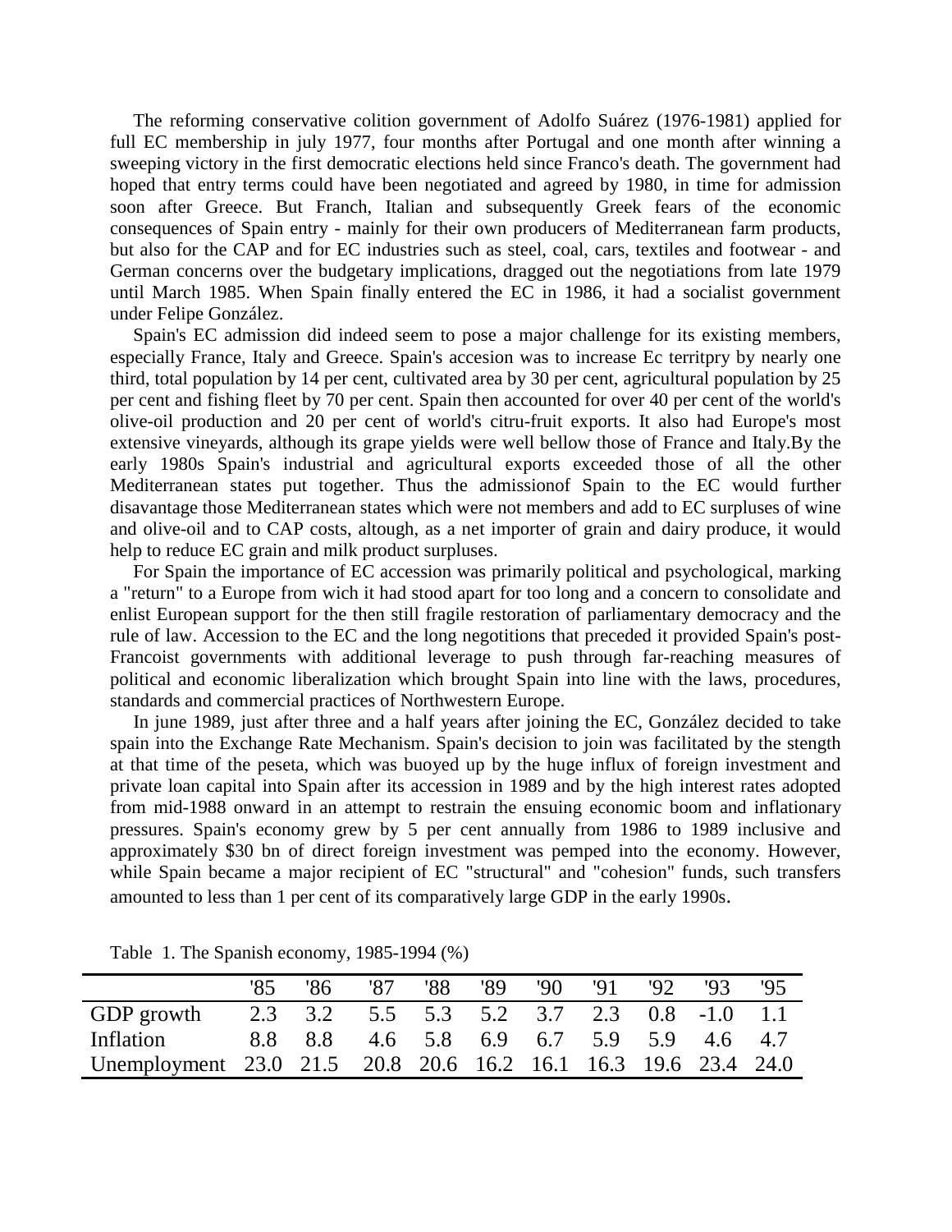The reforming conservative colition government of Adolfo Suárez (1976-1981) applied for full EC membership in july 1977, four months after Portugal and one month after winning a sweeping victory in the first democratic elections held since Franco's death. The government had hoped that entry terms could have been negotiated and agreed by 1980, in time for admission soon after Greece. But Franch, Italian and subsequently Greek fears of the economic consequences of Spain entry - mainly for their own producers of Mediterranean farm products, but also for the CAP and for EC industries such as steel, coal, cars, textiles and footwear - and German concerns over the budgetary implications, dragged out the negotiations from late 1979 until March 1985. When Spain finally entered the EC in 1986, it had a socialist government under Felipe González.

Spain's EC admission did indeed seem to pose a major challenge for its existing members, especially France, Italy and Greece. Spain's accesion was to increase Ec territpry by nearly one third, total population by 14 per cent, cultivated area by 30 per cent, agricultural population by 25 per cent and fishing fleet by 70 per cent. Spain then accounted for over 40 per cent of the world's olive-oil production and 20 per cent of world's citru-fruit exports. It also had Europe's most extensive vineyards, although its grape yields were well bellow those of France and Italy.By the early 1980s Spain's industrial and agricultural exports exceeded those of all the other Mediterranean states put together. Thus the admissionof Spain to the EC would further disavantage those Mediterranean states which were not members and add to EC surpluses of wine and olive-oil and to CAP costs, altough, as a net importer of grain and dairy produce, it would help to reduce EC grain and milk product surpluses.

For Spain the importance of EC accession was primarily political and psychological, marking a "return" to a Europe from wich it had stood apart for too long and a concern to consolidate and enlist European support for the then still fragile restoration of parliamentary democracy and the rule of law. Accession to the EC and the long negotitions that preceded it provided Spain's post-Francoist governments with additional leverage to push through far-reaching measures of political and economic liberalization which brought Spain into line with the laws, procedures, standards and commercial practices of Northwestern Europe.

In june 1989, just after three and a half years after joining the EC, González decided to take spain into the Exchange Rate Mechanism. Spain's decision to join was facilitated by the stength at that time of the peseta, which was buoyed up by the huge influx of foreign investment and private loan capital into Spain after its accession in 1989 and by the high interest rates adopted from mid-1988 onward in an attempt to restrain the ensuing economic boom and inflationary pressures. Spain's economy grew by 5 per cent annually from 1986 to 1989 inclusive and approximately $30 bn of direct foreign investment was pemped into the economy. However, while Spain became a major recipient of EC "structural" and "cohesion" funds, such transfers amounted to less than 1 per cent of its comparatively large GDP in the early 1990s.

Table 1. The Spanish economy, 1985-1994 (%)

| | '85 | '86 | '87 | '88 | '89 | '90 | '91 | '92 | '93 | '95 |
|---|---|---|---|---|---|---|---|---|---|---|
| GDP growth | 2.3 | 3.2 | 5.5 | 5.3 | 5.2 | 3.7 | 2.3 | 0.8 | -1.0 | 1.1 |
| Inflation | 8.8 | 8.8 | 4.6 | 5.8 | 6.9 | 6.7 | 5.9 | 5.9 | 4.6 | 4.7 |
| Unemployment | 23.0 | 21.5 | 20.8 | 20.6 | 16.2 | 16.1 | 16.3 | 19.6 | 23.4 | 24.0 |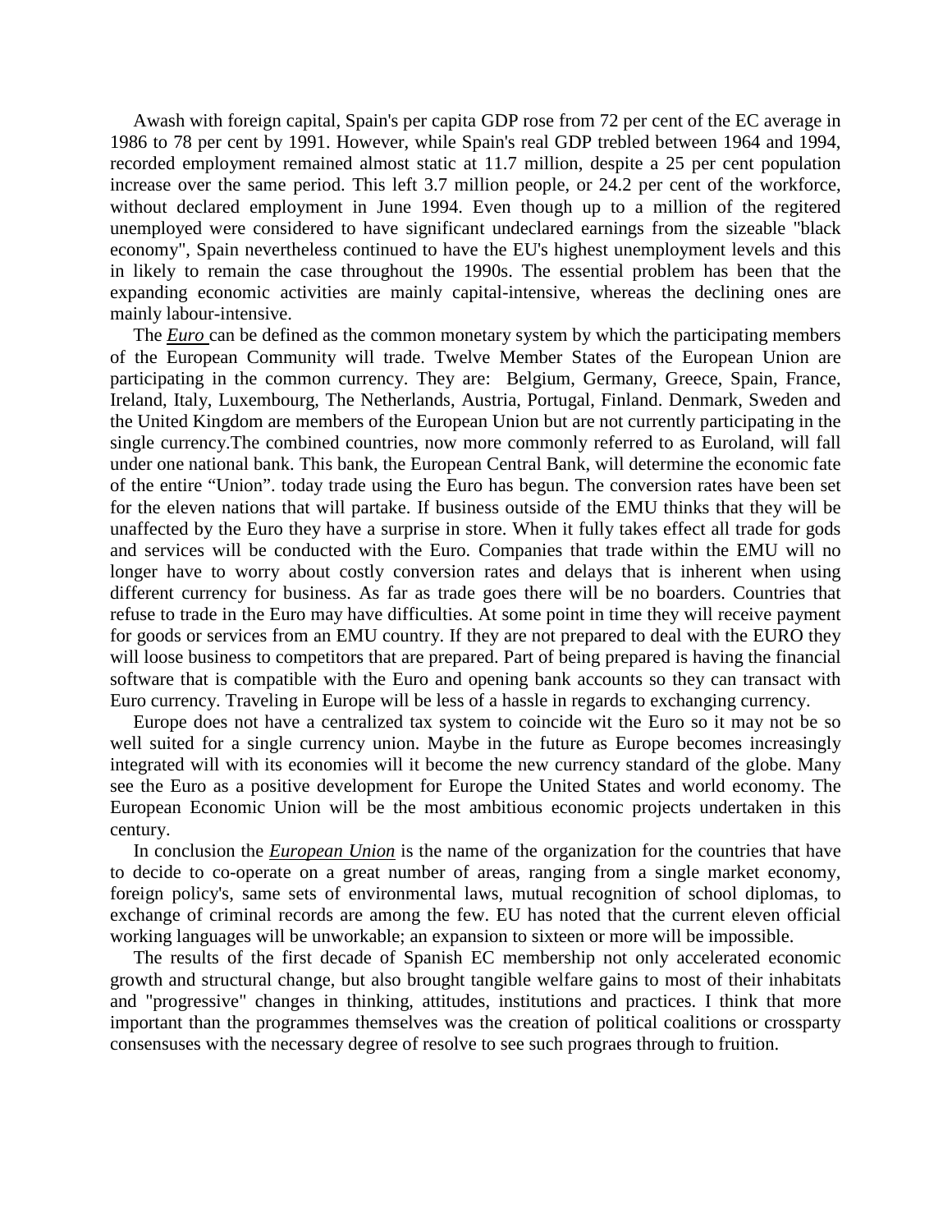Awash with foreign capital, Spain's per capita GDP rose from 72 per cent of the EC average in 1986 to 78 per cent by 1991. However, while Spain's real GDP trebled between 1964 and 1994, recorded employment remained almost static at 11.7 million, despite a 25 per cent population increase over the same period. This left 3.7 million people, or 24.2 per cent of the workforce, without declared employment in June 1994. Even though up to a million of the regitered unemployed were considered to have significant undeclared earnings from the sizeable "black economy", Spain nevertheless continued to have the EU's highest unemployment levels and this in likely to remain the case throughout the 1990s. The essential problem has been that the expanding economic activities are mainly capital-intensive, whereas the declining ones are mainly labour-intensive.

The ***Euro*** can be defined as the common monetary system by which the participating members of the European Community will trade. Twelve Member States of the European Union are participating in the common currency. They are: Belgium, Germany, Greece, Spain, France, Ireland, Italy, Luxembourg, The Netherlands, Austria, Portugal, Finland. Denmark, Sweden and the United Kingdom are members of the European Union but are not currently participating in the single currency.The combined countries, now more commonly referred to as Euroland, will fall under one national bank. This bank, the European Central Bank, will determine the economic fate of the entire "Union". today trade using the Euro has begun. The conversion rates have been set for the eleven nations that will partake. If business outside of the EMU thinks that they will be unaffected by the Euro they have a surprise in store. When it fully takes effect all trade for gods and services will be conducted with the Euro. Companies that trade within the EMU will no longer have to worry about costly conversion rates and delays that is inherent when using different currency for business. As far as trade goes there will be no boarders. Countries that refuse to trade in the Euro may have difficulties. At some point in time they will receive payment for goods or services from an EMU country. If they are not prepared to deal with the EURO they will loose business to competitors that are prepared. Part of being prepared is having the financial software that is compatible with the Euro and opening bank accounts so they can transact with Euro currency. Traveling in Europe will be less of a hassle in regards to exchanging currency.

Europe does not have a centralized tax system to coincide wit the Euro so it may not be so well suited for a single currency union. Maybe in the future as Europe becomes increasingly integrated will with its economies will it become the new currency standard of the globe. Many see the Euro as a positive development for Europe the United States and world economy. The European Economic Union will be the most ambitious economic projects undertaken in this century.

In conclusion the ***European Union*** is the name of the organization for the countries that have to decide to co-operate on a great number of areas, ranging from a single market economy, foreign policy's, same sets of environmental laws, mutual recognition of school diplomas, to exchange of criminal records are among the few. EU has noted that the current eleven official working languages will be unworkable; an expansion to sixteen or more will be impossible.

The results of the first decade of Spanish EC membership not only accelerated economic growth and structural change, but also brought tangible welfare gains to most of their inhabitats and "progressive" changes in thinking, attitudes, institutions and practices. I think that more important than the programmes themselves was the creation of political coalitions or crossparty consensuses with the necessary degree of resolve to see such prograes through to fruition.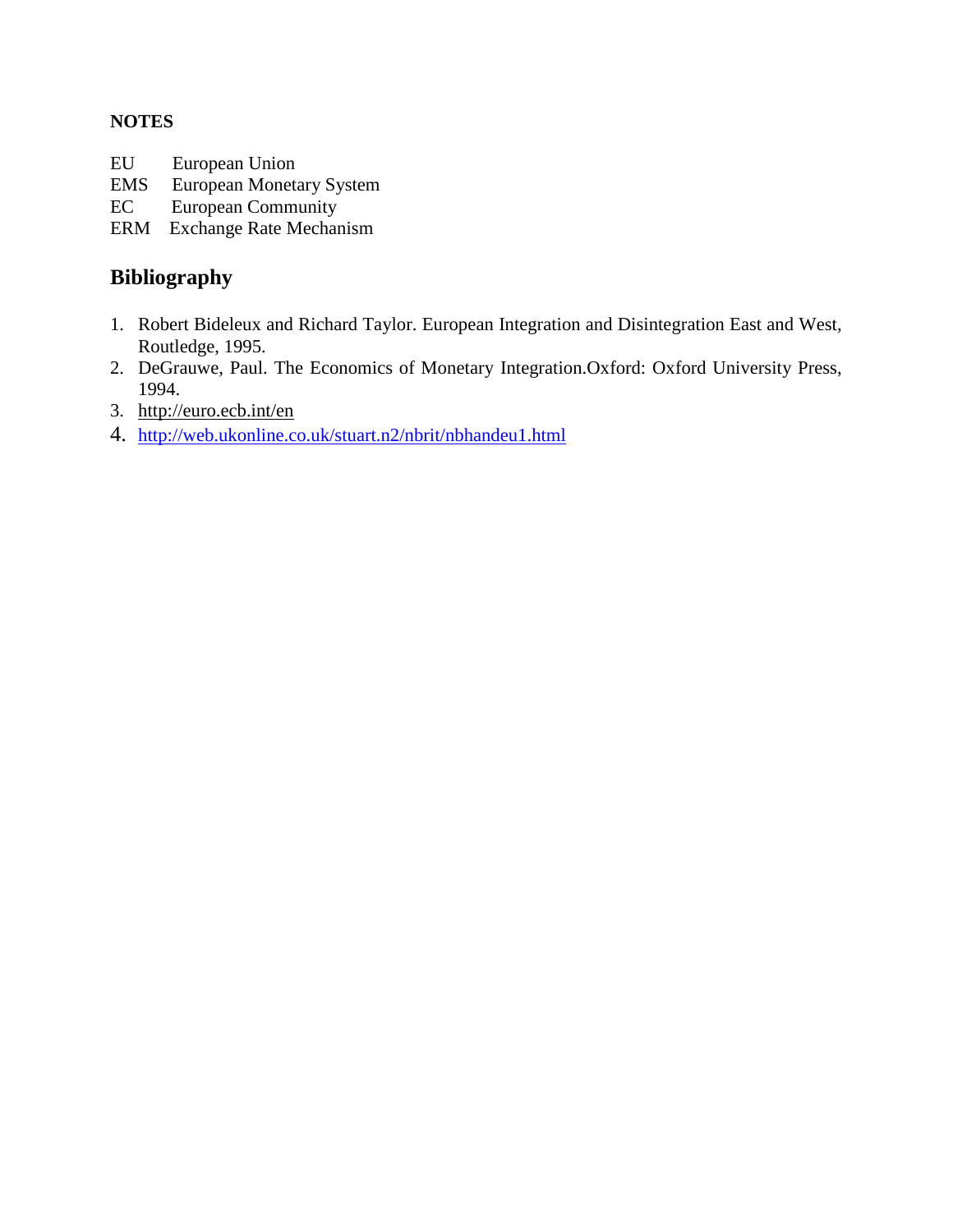**NOTES**

EU European Union
EMS European Monetary System
EC European Community
ERM Exchange Rate Mechanism

## Bibliography

1. Robert Bideleux and Richard Taylor. European Integration and Disintegration East and West, Routledge, 1995.
2. DeGrauwe, Paul. The Economics of Monetary Integration.Oxford: Oxford University Press, 1994.
3. http://euro.ecb.int/en
4. http://web.ukonline.co.uk/stuart.n2/nbrit/nbhandeu1.html